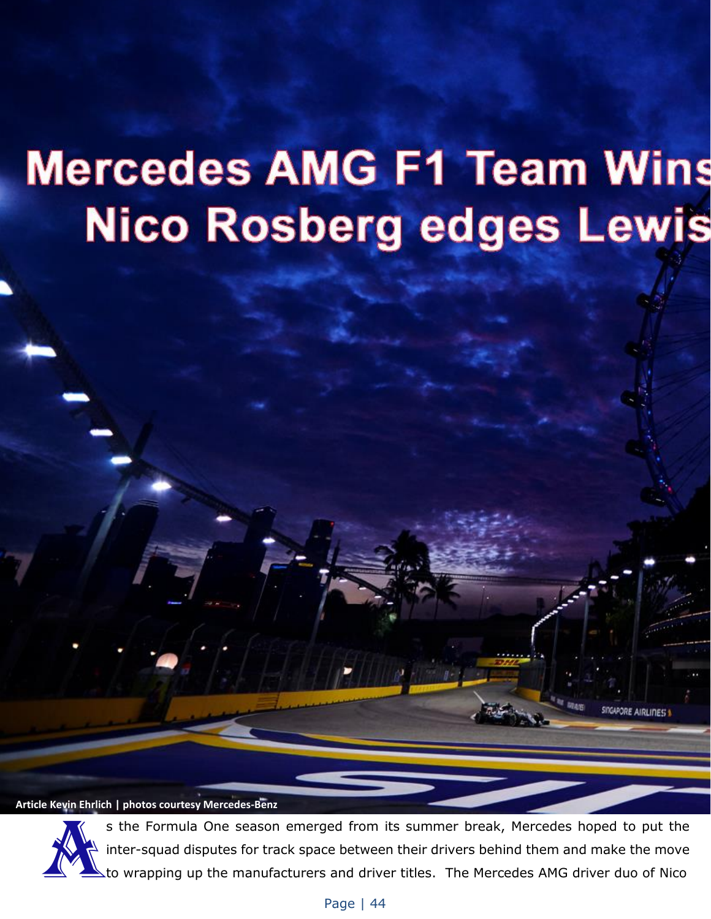# Mercedes AMG F1 Team Wins
## Nico Rosberg edges Lewis

**Article Kevin Ehrlich | photos courtesy Mercedes-Benz**

As the Formula One season emerged from its summer break, Mercedes hoped to put the inter-squad disputes for track space between their drivers behind them and make the move to wrapping up the manufacturers and driver titles. The Mercedes AMG driver duo of Nico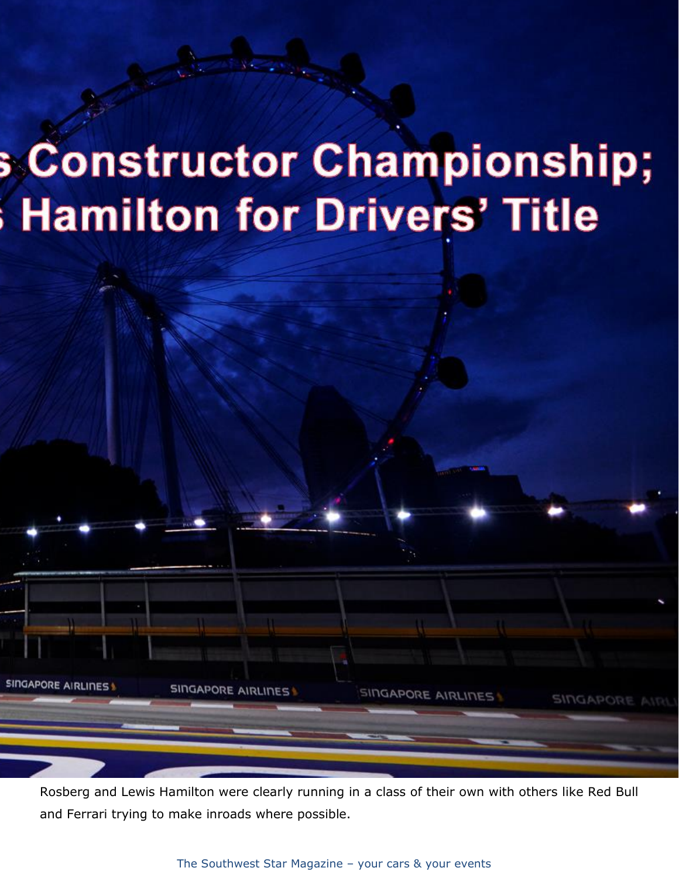# s Constructor Championship;
# s Hamilton for Drivers' Title

Rosberg and Lewis Hamilton were clearly running in a class of their own with others like Red Bull and Ferrari trying to make inroads where possible.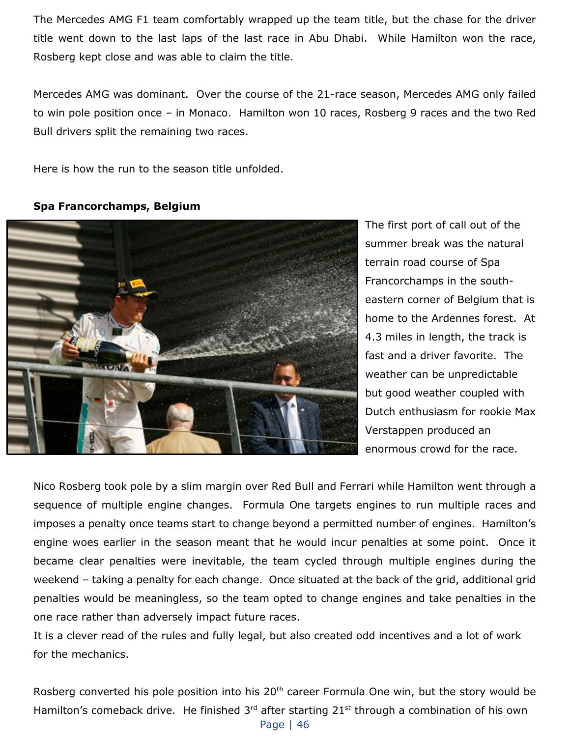The Mercedes AMG F1 team comfortably wrapped up the team title, but the chase for the driver title went down to the last laps of the last race in Abu Dhabi. While Hamilton won the race, Rosberg kept close and was able to claim the title.

Mercedes AMG was dominant. Over the course of the 21-race season, Mercedes AMG only failed to win pole position once – in Monaco. Hamilton won 10 races, Rosberg 9 races and the two Red Bull drivers split the remaining two races.

Here is how the run to the season title unfolded.

**Spa Francorchamps, Belgium**

The first port of call out of the summer break was the natural terrain road course of Spa Francorchamps in the south-eastern corner of Belgium that is home to the Ardennes forest. At 4.3 miles in length, the track is fast and a driver favorite. The weather can be unpredictable but good weather coupled with Dutch enthusiasm for rookie Max Verstappen produced an enormous crowd for the race.

Nico Rosberg took pole by a slim margin over Red Bull and Ferrari while Hamilton went through a sequence of multiple engine changes. Formula One targets engines to run multiple races and imposes a penalty once teams start to change beyond a permitted number of engines. Hamilton's engine woes earlier in the season meant that he would incur penalties at some point. Once it became clear penalties were inevitable, the team cycled through multiple engines during the weekend – taking a penalty for each change. Once situated at the back of the grid, additional grid penalties would be meaningless, so the team opted to change engines and take penalties in the one race rather than adversely impact future races.

It is a clever read of the rules and fully legal, but also created odd incentives and a lot of work for the mechanics.

Rosberg converted his pole position into his 20th career Formula One win, but the story would be Hamilton's comeback drive. He finished 3rd after starting 21st through a combination of his own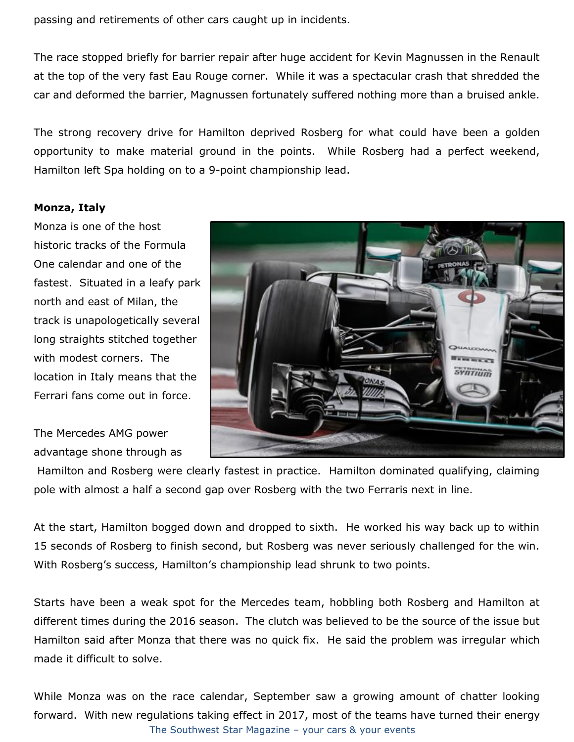passing and retirements of other cars caught up in incidents.

The race stopped briefly for barrier repair after huge accident for Kevin Magnussen in the Renault at the top of the very fast Eau Rouge corner. While it was a spectacular crash that shredded the car and deformed the barrier, Magnussen fortunately suffered nothing more than a bruised ankle.

The strong recovery drive for Hamilton deprived Rosberg for what could have been a golden opportunity to make material ground in the points. While Rosberg had a perfect weekend, Hamilton left Spa holding on to a 9-point championship lead.

**Monza, Italy**

Monza is one of the host historic tracks of the Formula One calendar and one of the fastest. Situated in a leafy park north and east of Milan, the track is unapologetically several long straights stitched together with modest corners. The location in Italy means that the Ferrari fans come out in force.

The Mercedes AMG power advantage shone through as Hamilton and Rosberg were clearly fastest in practice. Hamilton dominated qualifying, claiming pole with almost a half a second gap over Rosberg with the two Ferraris next in line.

At the start, Hamilton bogged down and dropped to sixth. He worked his way back up to within 15 seconds of Rosberg to finish second, but Rosberg was never seriously challenged for the win. With Rosberg's success, Hamilton's championship lead shrunk to two points.

Starts have been a weak spot for the Mercedes team, hobbling both Rosberg and Hamilton at different times during the 2016 season. The clutch was believed to be the source of the issue but Hamilton said after Monza that there was no quick fix. He said the problem was irregular which made it difficult to solve.

While Monza was on the race calendar, September saw a growing amount of chatter looking forward. With new regulations taking effect in 2017, most of the teams have turned their energy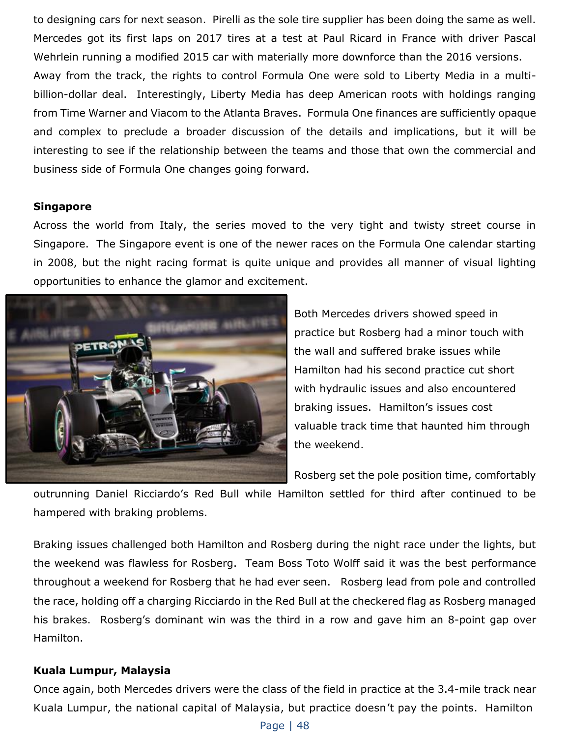to designing cars for next season. Pirelli as the sole tire supplier has been doing the same as well. Mercedes got its first laps on 2017 tires at a test at Paul Ricard in France with driver Pascal Wehrlein running a modified 2015 car with materially more downforce than the 2016 versions.

Away from the track, the rights to control Formula One were sold to Liberty Media in a multi-billion-dollar deal. Interestingly, Liberty Media has deep American roots with holdings ranging from Time Warner and Viacom to the Atlanta Braves. Formula One finances are sufficiently opaque and complex to preclude a broader discussion of the details and implications, but it will be interesting to see if the relationship between the teams and those that own the commercial and business side of Formula One changes going forward.

**Singapore**

Across the world from Italy, the series moved to the very tight and twisty street course in Singapore. The Singapore event is one of the newer races on the Formula One calendar starting in 2008, but the night racing format is quite unique and provides all manner of visual lighting opportunities to enhance the glamor and excitement.

Both Mercedes drivers showed speed in practice but Rosberg had a minor touch with the wall and suffered brake issues while Hamilton had his second practice cut short with hydraulic issues and also encountered braking issues. Hamilton's issues cost valuable track time that haunted him through the weekend.

Rosberg set the pole position time, comfortably outrunning Daniel Ricciardo's Red Bull while Hamilton settled for third after continued to be hampered with braking problems.

Braking issues challenged both Hamilton and Rosberg during the night race under the lights, but the weekend was flawless for Rosberg. Team Boss Toto Wolff said it was the best performance throughout a weekend for Rosberg that he had ever seen. Rosberg lead from pole and controlled the race, holding off a charging Ricciardo in the Red Bull at the checkered flag as Rosberg managed his brakes. Rosberg's dominant win was the third in a row and gave him an 8-point gap over Hamilton.

**Kuala Lumpur, Malaysia**

Once again, both Mercedes drivers were the class of the field in practice at the 3.4-mile track near Kuala Lumpur, the national capital of Malaysia, but practice doesn't pay the points. Hamilton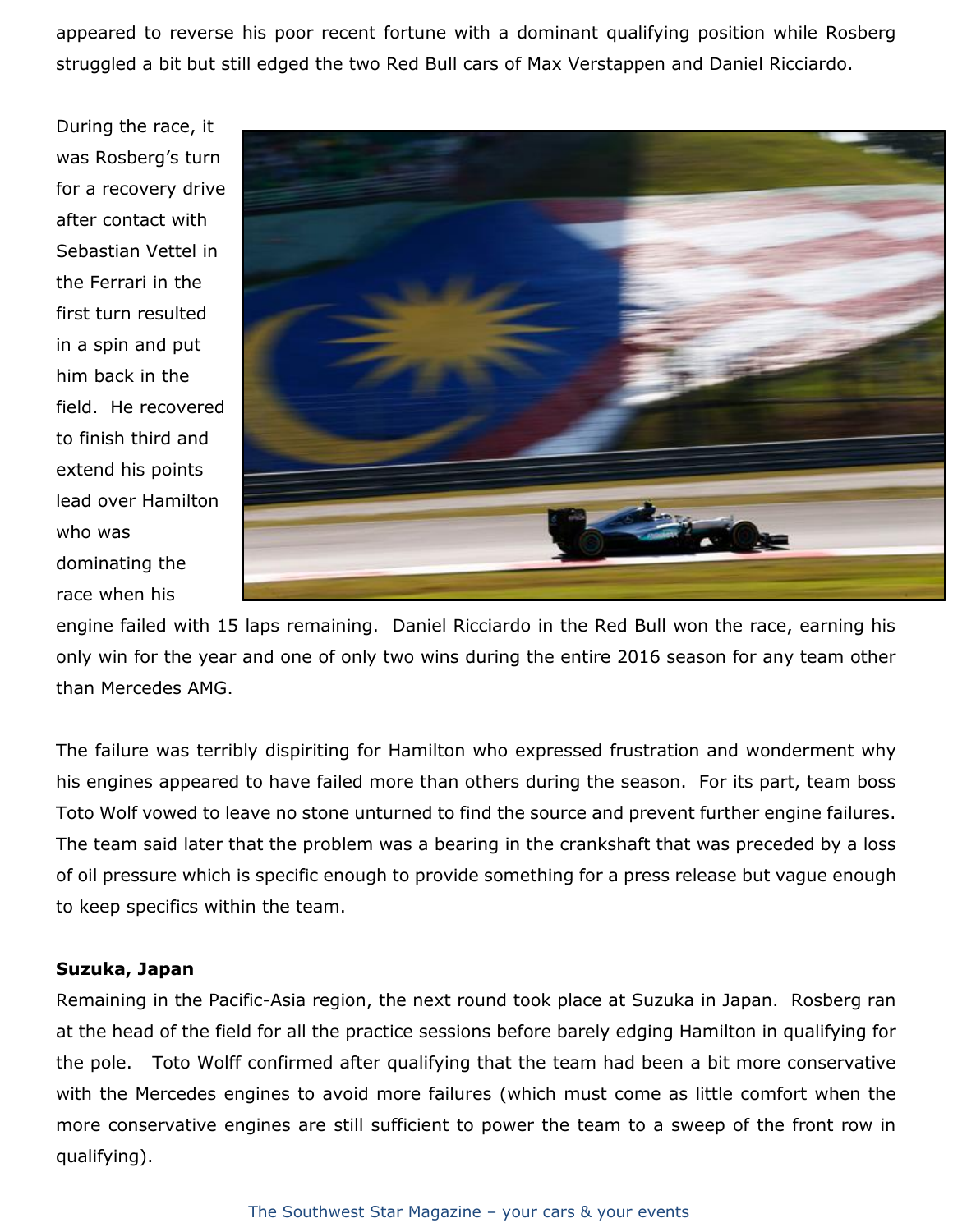appeared to reverse his poor recent fortune with a dominant qualifying position while Rosberg struggled a bit but still edged the two Red Bull cars of Max Verstappen and Daniel Ricciardo.

During the race, it was Rosberg's turn for a recovery drive after contact with Sebastian Vettel in the Ferrari in the first turn resulted in a spin and put him back in the field. He recovered to finish third and extend his points lead over Hamilton who was dominating the race when his engine failed with 15 laps remaining. Daniel Ricciardo in the Red Bull won the race, earning his only win for the year and one of only two wins during the entire 2016 season for any team other than Mercedes AMG.

The failure was terribly dispiriting for Hamilton who expressed frustration and wonderment why his engines appeared to have failed more than others during the season. For its part, team boss Toto Wolf vowed to leave no stone unturned to find the source and prevent further engine failures. The team said later that the problem was a bearing in the crankshaft that was preceded by a loss of oil pressure which is specific enough to provide something for a press release but vague enough to keep specifics within the team.

**Suzuka, Japan**

Remaining in the Pacific-Asia region, the next round took place at Suzuka in Japan. Rosberg ran at the head of the field for all the practice sessions before barely edging Hamilton in qualifying for the pole. Toto Wolff confirmed after qualifying that the team had been a bit more conservative with the Mercedes engines to avoid more failures (which must come as little comfort when the more conservative engines are still sufficient to power the team to a sweep of the front row in qualifying).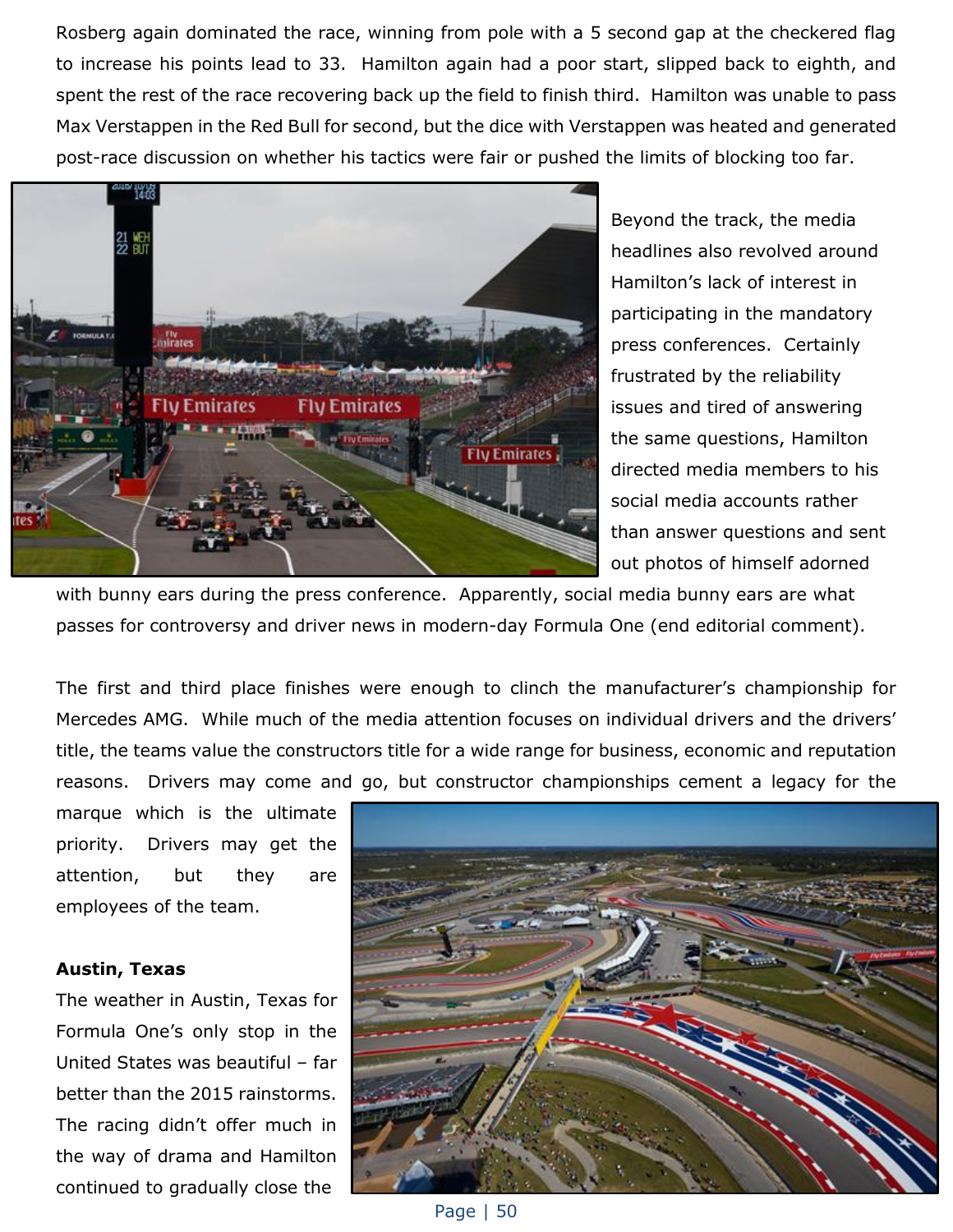Rosberg again dominated the race, winning from pole with a 5 second gap at the checkered flag to increase his points lead to 33. Hamilton again had a poor start, slipped back to eighth, and spent the rest of the race recovering back up the field to finish third. Hamilton was unable to pass Max Verstappen in the Red Bull for second, but the dice with Verstappen was heated and generated post-race discussion on whether his tactics were fair or pushed the limits of blocking too far.

Beyond the track, the media headlines also revolved around Hamilton's lack of interest in participating in the mandatory press conferences. Certainly frustrated by the reliability issues and tired of answering the same questions, Hamilton directed media members to his social media accounts rather than answer questions and sent out photos of himself adorned with bunny ears during the press conference. Apparently, social media bunny ears are what passes for controversy and driver news in modern-day Formula One (end editorial comment).

The first and third place finishes were enough to clinch the manufacturer's championship for Mercedes AMG. While much of the media attention focuses on individual drivers and the drivers' title, the teams value the constructors title for a wide range for business, economic and reputation reasons. Drivers may come and go, but constructor championships cement a legacy for the marque which is the ultimate priority. Drivers may get the attention, but they are employees of the team.

**Austin, Texas**

The weather in Austin, Texas for Formula One's only stop in the United States was beautiful – far better than the 2015 rainstorms. The racing didn't offer much in the way of drama and Hamilton continued to gradually close the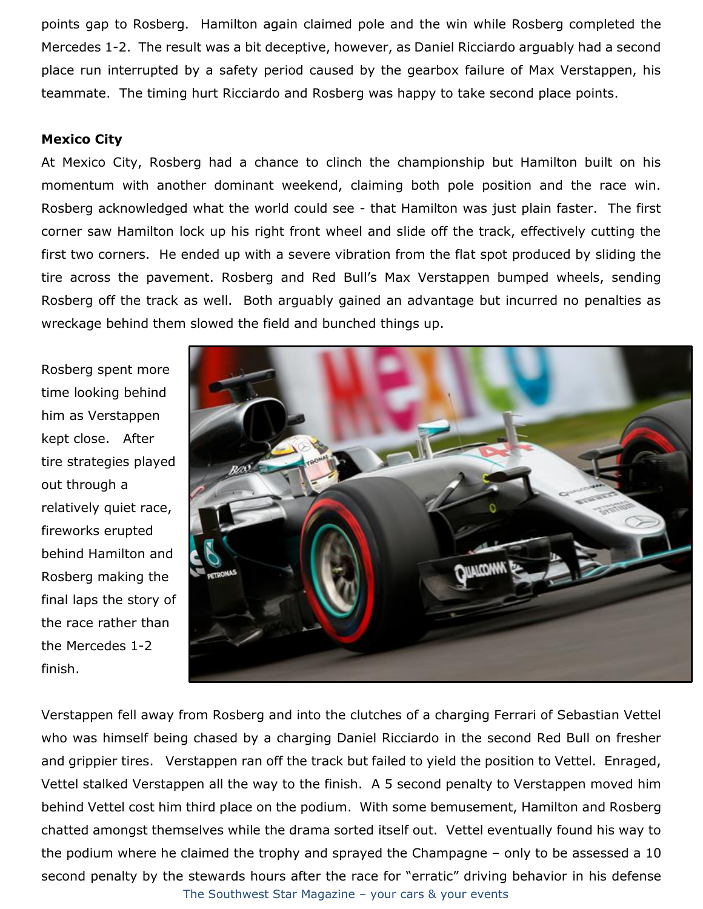points gap to Rosberg. Hamilton again claimed pole and the win while Rosberg completed the Mercedes 1-2. The result was a bit deceptive, however, as Daniel Ricciardo arguably had a second place run interrupted by a safety period caused by the gearbox failure of Max Verstappen, his teammate. The timing hurt Ricciardo and Rosberg was happy to take second place points.

**Mexico City**

At Mexico City, Rosberg had a chance to clinch the championship but Hamilton built on his momentum with another dominant weekend, claiming both pole position and the race win. Rosberg acknowledged what the world could see - that Hamilton was just plain faster. The first corner saw Hamilton lock up his right front wheel and slide off the track, effectively cutting the first two corners. He ended up with a severe vibration from the flat spot produced by sliding the tire across the pavement. Rosberg and Red Bull's Max Verstappen bumped wheels, sending Rosberg off the track as well. Both arguably gained an advantage but incurred no penalties as wreckage behind them slowed the field and bunched things up.

Rosberg spent more time looking behind him as Verstappen kept close. After tire strategies played out through a relatively quiet race, fireworks erupted behind Hamilton and Rosberg making the final laps the story of the race rather than the Mercedes 1-2 finish.

Verstappen fell away from Rosberg and into the clutches of a charging Ferrari of Sebastian Vettel who was himself being chased by a charging Daniel Ricciardo in the second Red Bull on fresher and grippier tires. Verstappen ran off the track but failed to yield the position to Vettel. Enraged, Vettel stalked Verstappen all the way to the finish. A 5 second penalty to Verstappen moved him behind Vettel cost him third place on the podium. With some bemusement, Hamilton and Rosberg chatted amongst themselves while the drama sorted itself out. Vettel eventually found his way to the podium where he claimed the trophy and sprayed the Champagne – only to be assessed a 10 second penalty by the stewards hours after the race for "erratic" driving behavior in his defense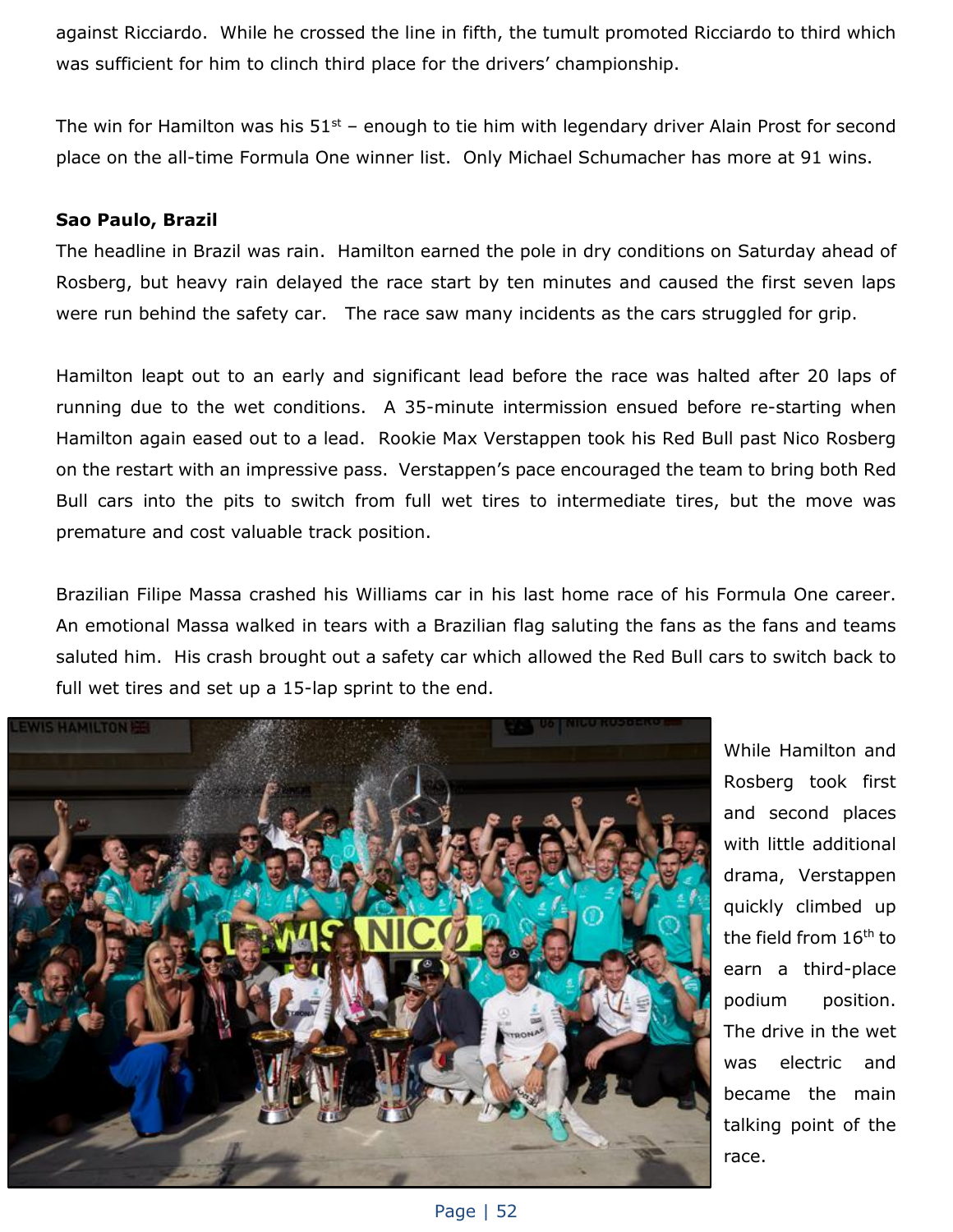against Ricciardo. While he crossed the line in fifth, the tumult promoted Ricciardo to third which was sufficient for him to clinch third place for the drivers' championship.

The win for Hamilton was his 51st – enough to tie him with legendary driver Alain Prost for second place on the all-time Formula One winner list. Only Michael Schumacher has more at 91 wins.

**Sao Paulo, Brazil**

The headline in Brazil was rain. Hamilton earned the pole in dry conditions on Saturday ahead of Rosberg, but heavy rain delayed the race start by ten minutes and caused the first seven laps were run behind the safety car. The race saw many incidents as the cars struggled for grip.

Hamilton leapt out to an early and significant lead before the race was halted after 20 laps of running due to the wet conditions. A 35-minute intermission ensued before re-starting when Hamilton again eased out to a lead. Rookie Max Verstappen took his Red Bull past Nico Rosberg on the restart with an impressive pass. Verstappen's pace encouraged the team to bring both Red Bull cars into the pits to switch from full wet tires to intermediate tires, but the move was premature and cost valuable track position.

Brazilian Filipe Massa crashed his Williams car in his last home race of his Formula One career. An emotional Massa walked in tears with a Brazilian flag saluting the fans as the fans and teams saluted him. His crash brought out a safety car which allowed the Red Bull cars to switch back to full wet tires and set up a 15-lap sprint to the end.

While Hamilton and Rosberg took first and second places with little additional drama, Verstappen quickly climbed up the field from 16th to earn a third-place podium position. The drive in the wet was electric and became the main talking point of the race.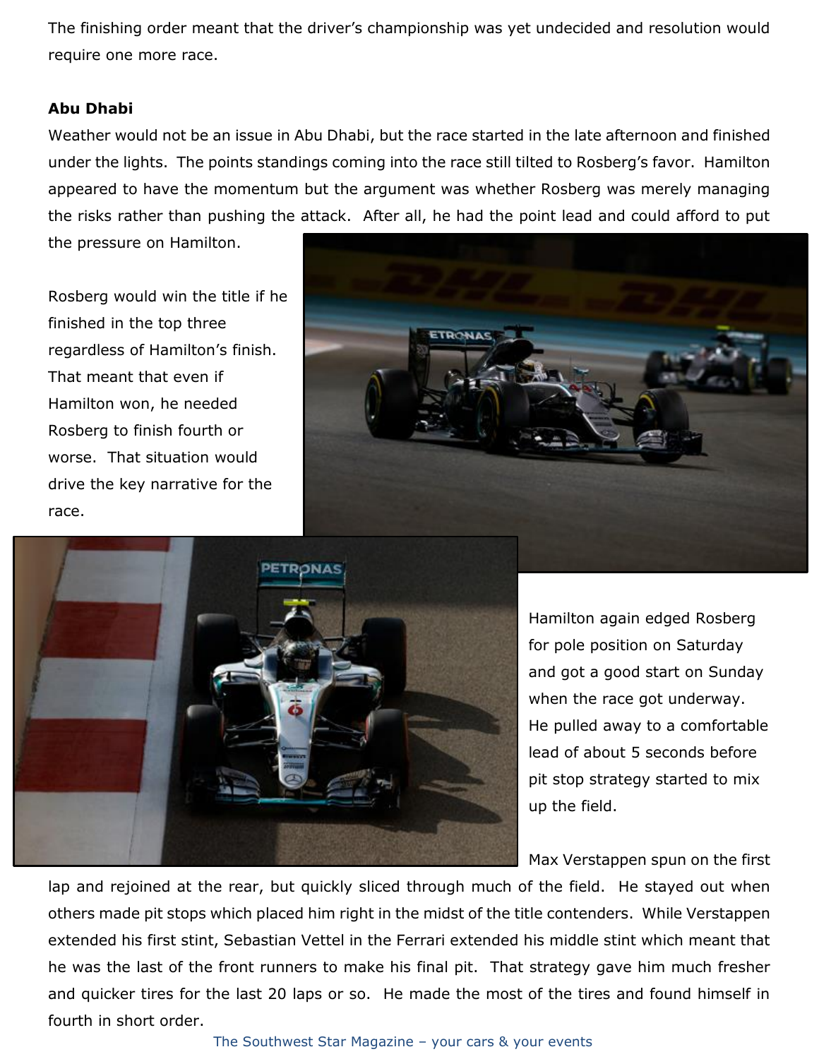The finishing order meant that the driver's championship was yet undecided and resolution would require one more race.

**Abu Dhabi**

Weather would not be an issue in Abu Dhabi, but the race started in the late afternoon and finished under the lights. The points standings coming into the race still tilted to Rosberg's favor. Hamilton appeared to have the momentum but the argument was whether Rosberg was merely managing the risks rather than pushing the attack. After all, he had the point lead and could afford to put the pressure on Hamilton.

Rosberg would win the title if he finished in the top three regardless of Hamilton's finish. That meant that even if Hamilton won, he needed Rosberg to finish fourth or worse. That situation would drive the key narrative for the race.

Hamilton again edged Rosberg for pole position on Saturday and got a good start on Sunday when the race got underway. He pulled away to a comfortable lead of about 5 seconds before pit stop strategy started to mix up the field.

Max Verstappen spun on the first lap and rejoined at the rear, but quickly sliced through much of the field. He stayed out when others made pit stops which placed him right in the midst of the title contenders. While Verstappen extended his first stint, Sebastian Vettel in the Ferrari extended his middle stint which meant that he was the last of the front runners to make his final pit. That strategy gave him much fresher and quicker tires for the last 20 laps or so. He made the most of the tires and found himself in fourth in short order.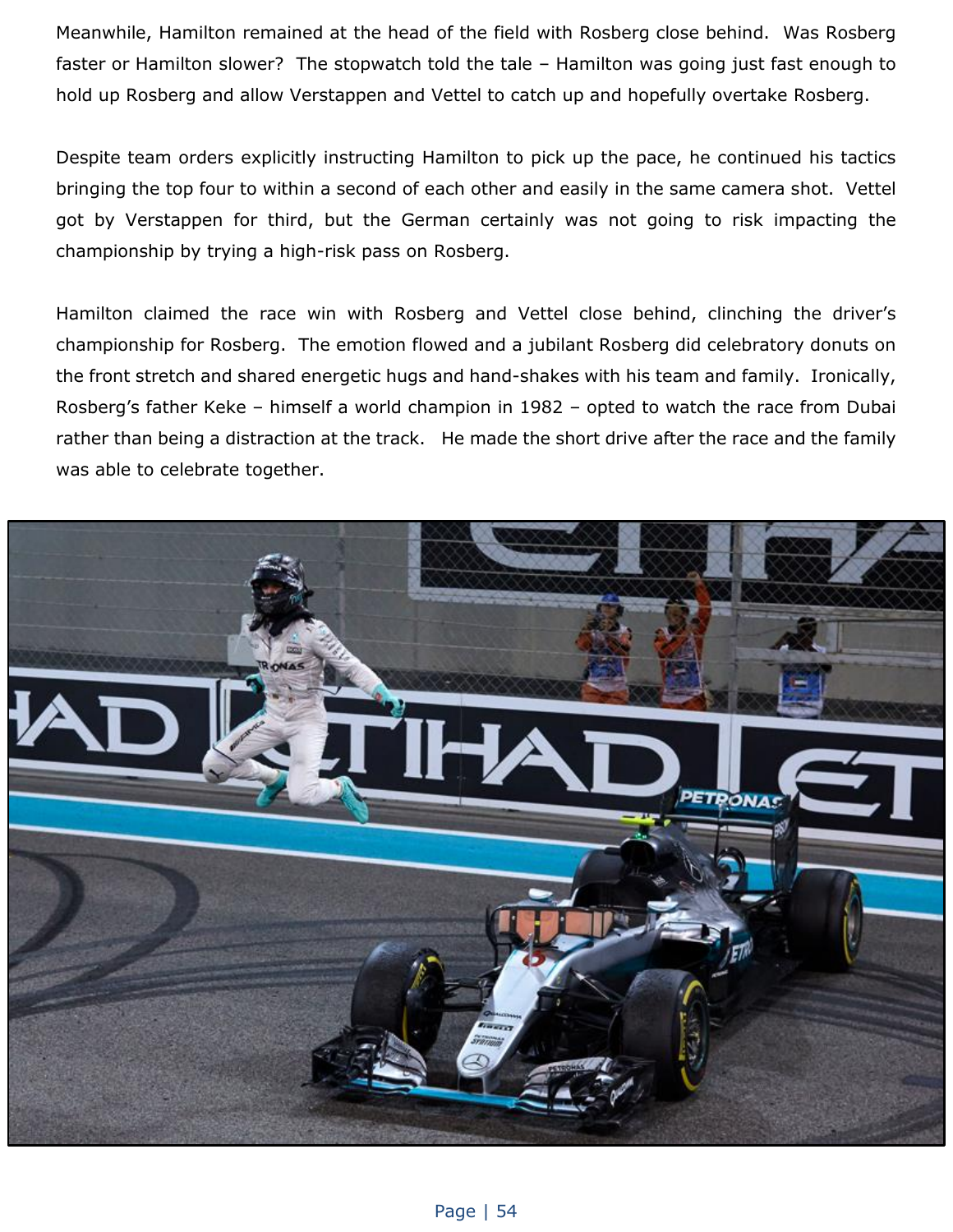Meanwhile, Hamilton remained at the head of the field with Rosberg close behind. Was Rosberg faster or Hamilton slower? The stopwatch told the tale – Hamilton was going just fast enough to hold up Rosberg and allow Verstappen and Vettel to catch up and hopefully overtake Rosberg.

Despite team orders explicitly instructing Hamilton to pick up the pace, he continued his tactics bringing the top four to within a second of each other and easily in the same camera shot. Vettel got by Verstappen for third, but the German certainly was not going to risk impacting the championship by trying a high-risk pass on Rosberg.

Hamilton claimed the race win with Rosberg and Vettel close behind, clinching the driver's championship for Rosberg. The emotion flowed and a jubilant Rosberg did celebratory donuts on the front stretch and shared energetic hugs and hand-shakes with his team and family. Ironically, Rosberg's father Keke – himself a world champion in 1982 – opted to watch the race from Dubai rather than being a distraction at the track. He made the short drive after the race and the family was able to celebrate together.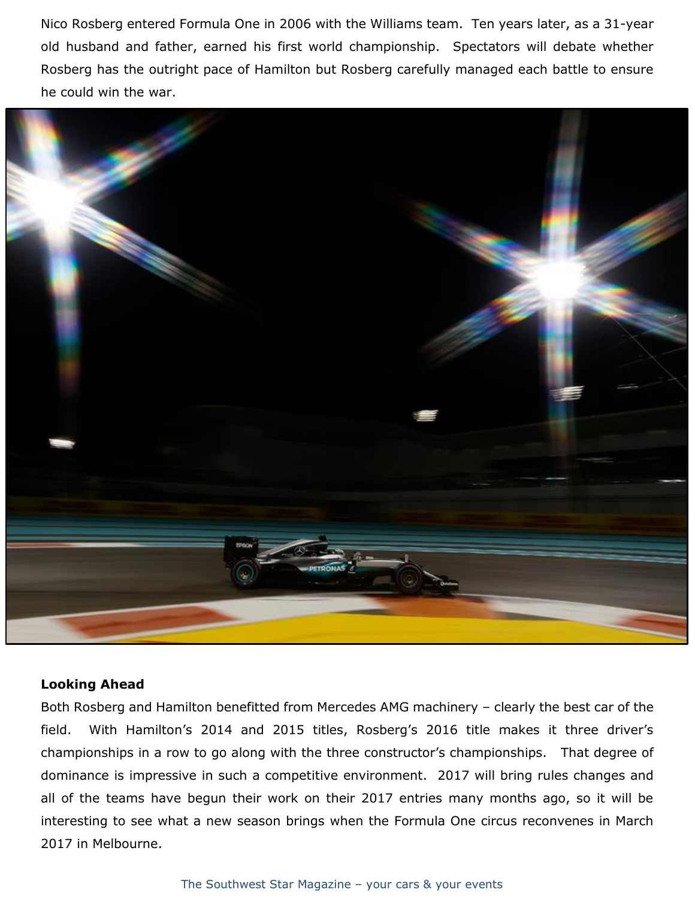Nico Rosberg entered Formula One in 2006 with the Williams team. Ten years later, as a 31-year old husband and father, earned his first world championship. Spectators will debate whether Rosberg has the outright pace of Hamilton but Rosberg carefully managed each battle to ensure he could win the war.

**Looking Ahead**

Both Rosberg and Hamilton benefitted from Mercedes AMG machinery – clearly the best car of the field. With Hamilton's 2014 and 2015 titles, Rosberg's 2016 title makes it three driver's championships in a row to go along with the three constructor's championships. That degree of dominance is impressive in such a competitive environment. 2017 will bring rules changes and all of the teams have begun their work on their 2017 entries many months ago, so it will be interesting to see what a new season brings when the Formula One circus reconvenes in March 2017 in Melbourne.